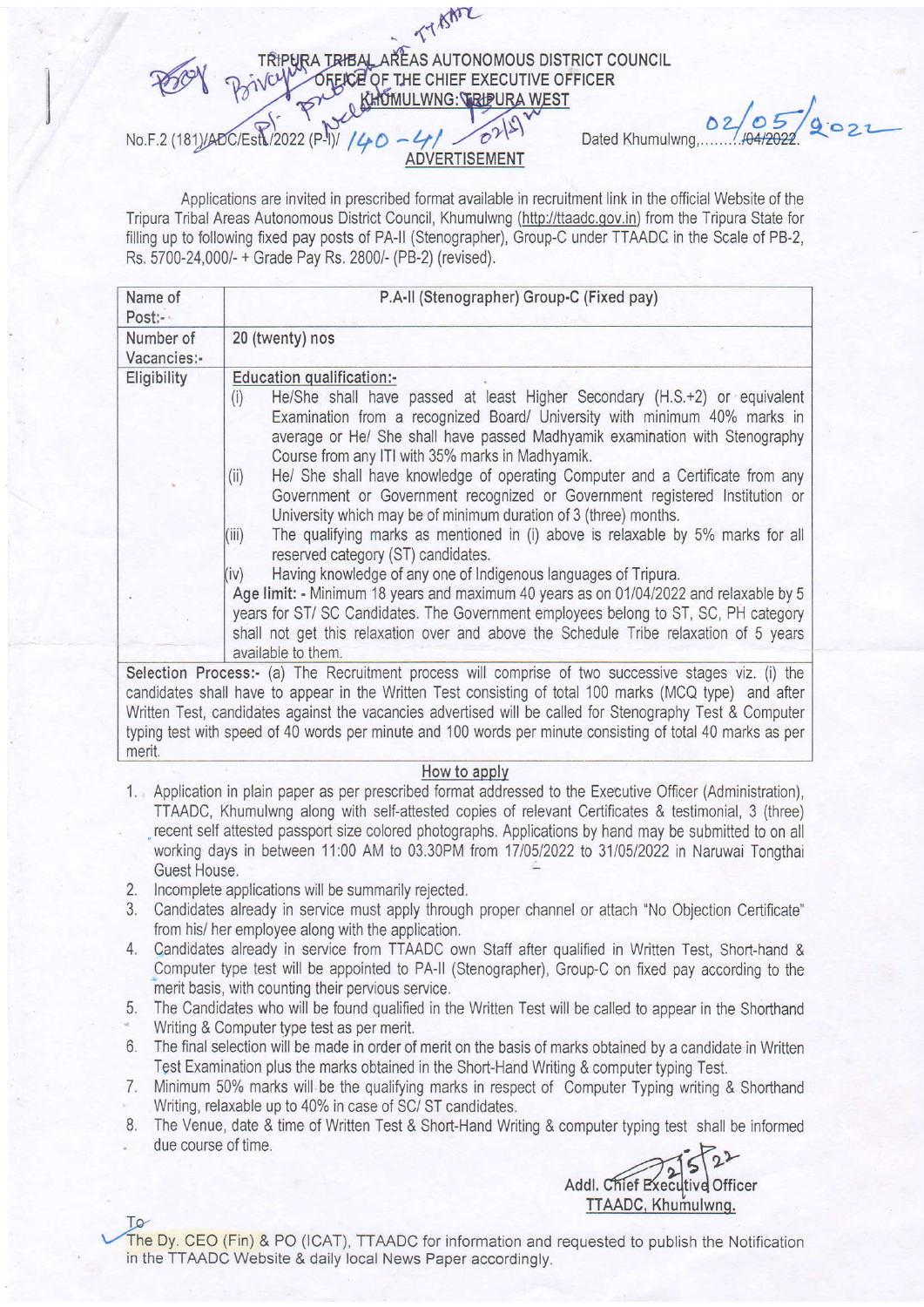# TRIPURA TRIBAL AREAS AUTONOMOUS DISTRICT COUNCIL
## OFFICE OF THE CHIEF EXECUTIVE OFFICER
### KHUMULWNG: TRIPURA WEST

No.F.2 (181)/ADC/Estt./2022 (P-I)/ 140 - 41 — Dated Khumulwng, 02/05/2022.

## ADVERTISEMENT

Applications are invited in prescribed format available in recruitment link in the official Website of the Tripura Tribal Areas Autonomous District Council, Khumulwng (http://ttaadc.gov.in) from the Tripura State for filling up to following fixed pay posts of PA-II (Stenographer), Group-C under TTAADC in the Scale of PB-2, Rs. 5700-24,000/- + Grade Pay Rs. 2800/- (PB-2) (revised).

| Name of Post:- | P.A-II (Stenographer) Group-C (Fixed pay) |
|---|---|
| Number of Vacancies:- | 20 (twenty) nos |
| Eligibility | **Education qualification:-** (i) He/She shall have passed at least Higher Secondary (H.S.+2) or equivalent Examination from a recognized Board/ University with minimum 40% marks in average or He/ She shall have passed Madhyamik examination with Stenography Course from any ITI with 35% marks in Madhyamik. (ii) He/ She shall have knowledge of operating Computer and a Certificate from any Government or Government recognized or Government registered Institution or University which may be of minimum duration of 3 (three) months. (iii) The qualifying marks as mentioned in (i) above is relaxable by 5% marks for all reserved category (ST) candidates. (iv) Having knowledge of any one of Indigenous languages of Tripura. **Age limit:** - Minimum 18 years and maximum 40 years as on 01/04/2022 and relaxable by 5 years for ST/ SC Candidates. The Government employees belong to ST, SC, PH category shall not get this relaxation over and above the Schedule Tribe relaxation of 5 years available to them. |
| **Selection Process:-** (a) The Recruitment process will comprise of two successive stages viz. (i) the candidates shall have to appear in the Written Test consisting of total 100 marks (MCQ type) and after Written Test, candidates against the vacancies advertised will be called for Stenography Test & Computer typing test with speed of 40 words per minute and 100 words per minute consisting of total 40 marks as per merit. | |

## How to apply

1. Application in plain paper as per prescribed format addressed to the Executive Officer (Administration), TTAADC, Khumulwng along with self-attested copies of relevant Certificates & testimonial, 3 (three) recent self attested passport size colored photographs. Applications by hand may be submitted to on all working days in between 11:00 AM to 03.30PM from 17/05/2022 to 31/05/2022 in Naruwai Tongthai Guest House.
2. Incomplete applications will be summarily rejected.
3. Candidates already in service must apply through proper channel or attach "No Objection Certificate" from his/ her employee along with the application.
4. Candidates already in service from TTAADC own Staff after qualified in Written Test, Short-hand & Computer type test will be appointed to PA-II (Stenographer), Group-C on fixed pay according to the merit basis, with counting their pervious service.
5. The Candidates who will be found qualified in the Written Test will be called to appear in the Shorthand Writing & Computer type test as per merit.
6. The final selection will be made in order of merit on the basis of marks obtained by a candidate in Written Test Examination plus the marks obtained in the Short-Hand Writing & computer typing Test.
7. Minimum 50% marks will be the qualifying marks in respect of Computer Typing writing & Shorthand Writing, relaxable up to 40% in case of SC/ ST candidates.
8. The Venue, date & time of Written Test & Short-Hand Writing & computer typing test shall be informed due course of time.

2/5/22
Addl. Chief Executive Officer
TTAADC, Khumulwng.

To
The Dy. CEO (Fin) & PO (ICAT), TTAADC for information and requested to publish the Notification in the TTAADC Website & daily local News Paper accordingly.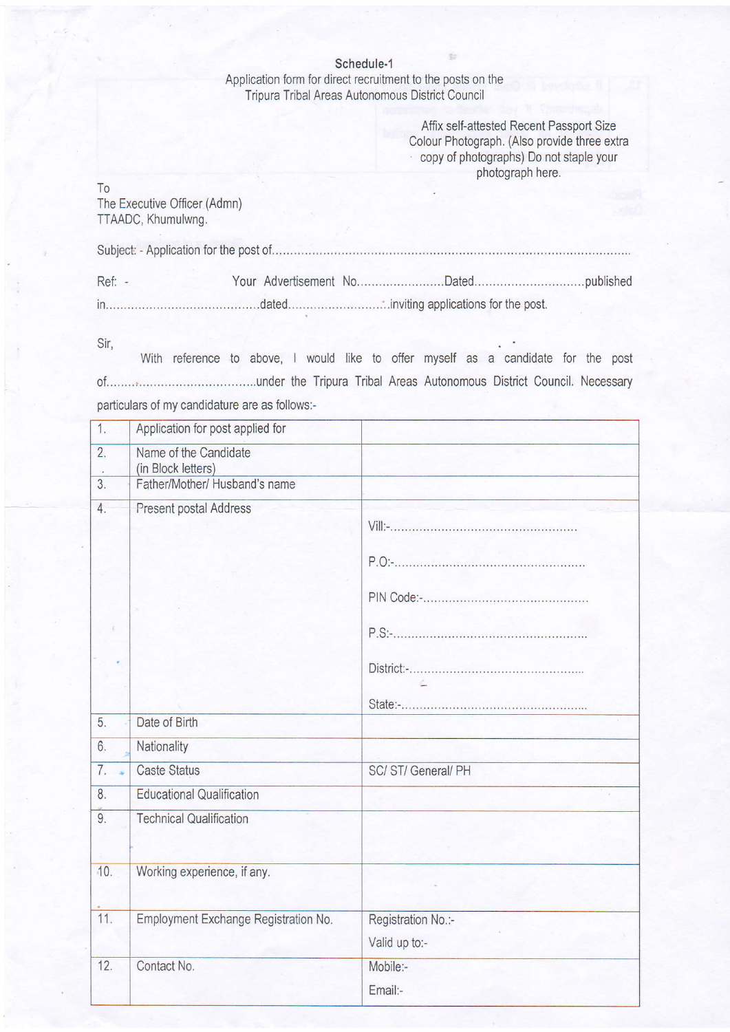**Schedule-1**

Application form for direct recruitment to the posts on the Tripura Tribal Areas Autonomous District Council

Affix self-attested Recent Passport Size Colour Photograph. (Also provide three extra copy of photographs) Do not staple your photograph here.

To
The Executive Officer (Admn)
TTAADC, Khumulwng.

Subject: - Application for the post of.......................................................................................................

Ref: - Your Advertisement No........................Dated..............................published in.........................................dated..........................inviting applications for the post.

Sir,

With reference to above, I would like to offer myself as a candidate for the post of.........................................under the Tripura Tribal Areas Autonomous District Council. Necessary particulars of my candidature are as follows:-

| | | |
|---|---|---|
| 1. | Application for post applied for | |
| 2. | Name of the Candidate (in Block letters) | |
| 3. | Father/Mother/ Husband's name | |
| 4. | Present postal Address | Vill:-.................................................. <br> P.O:-.................................................. <br> PIN Code:-............................................ <br> P.S:-.................................................. <br> District:-............................................. <br> State:-................................................ |
| 5. | Date of Birth | |
| 6. | Nationality | |
| 7. | Caste Status | SC/ ST/ General/ PH |
| 8. | Educational Qualification | |
| 9. | Technical Qualification | |
| 10. | Working experience, if any. | |
| 11. | Employment Exchange Registration No. | Registration No.:- <br> Valid up to:- |
| 12. | Contact No. | Mobile:- <br> Email:- |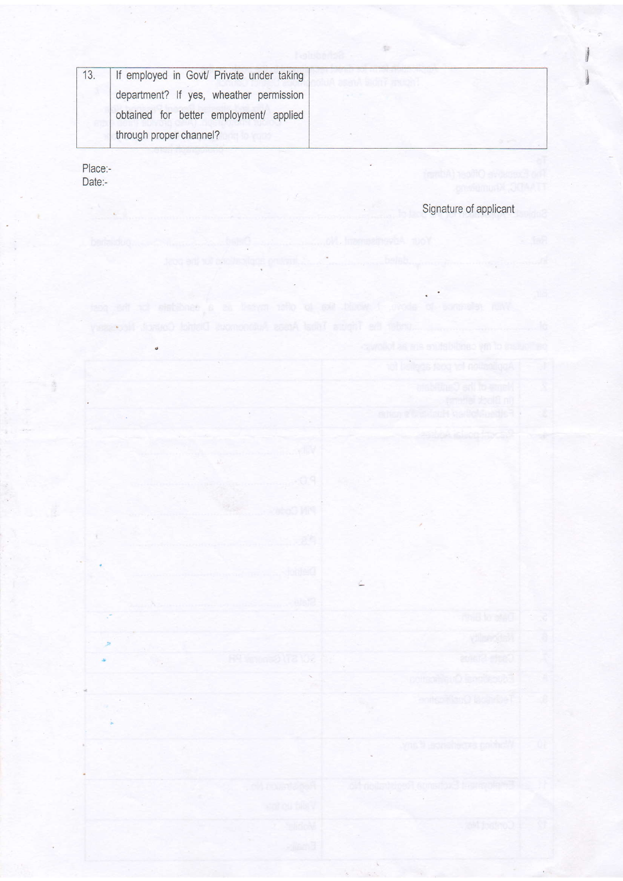| | | |
|---|---|---|
| 13. | If employed in Govt/ Private under taking department? If yes, wheather permission obtained for better employment/ applied through proper channel? | |

Place:-

Date:-

Signature of applicant